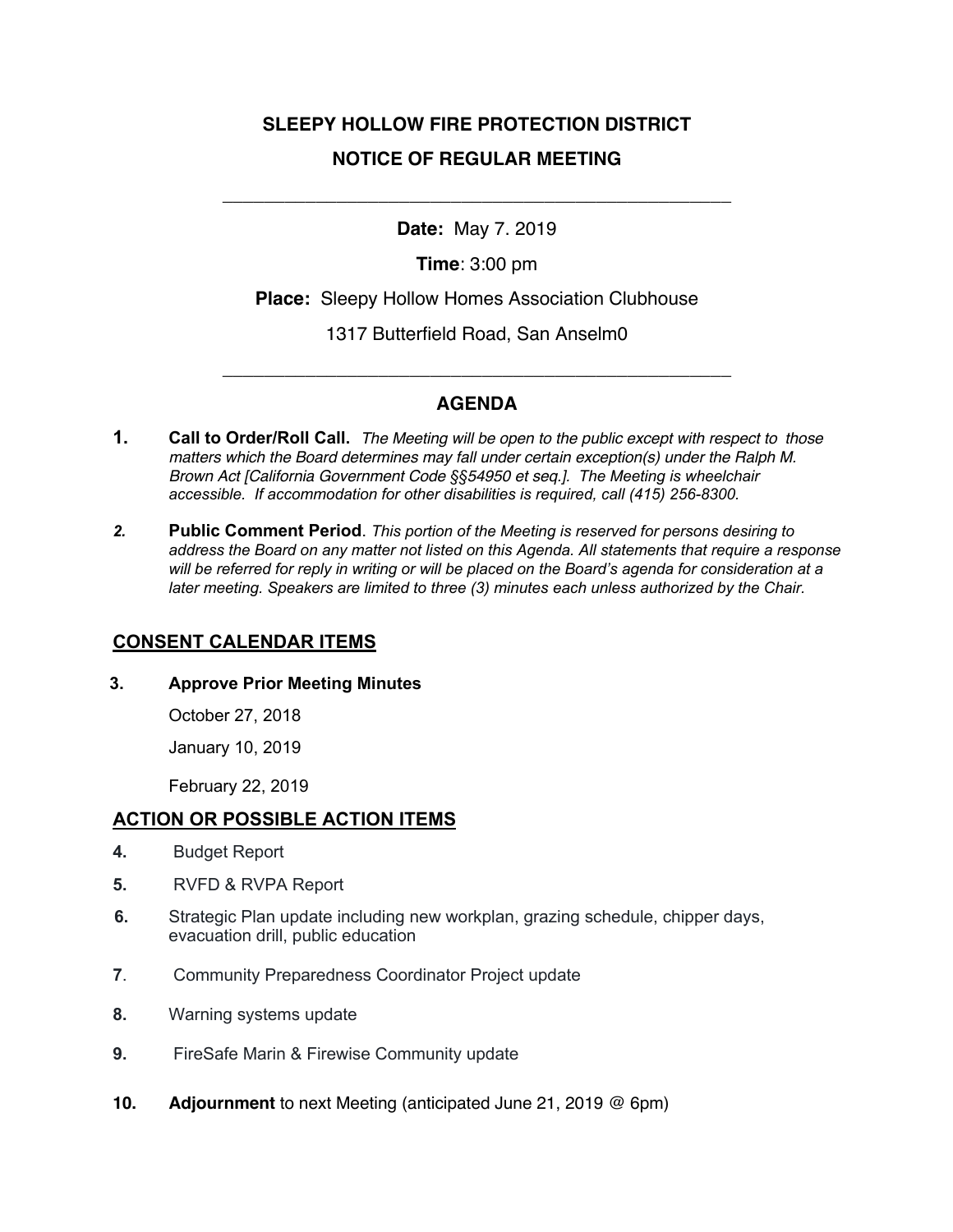# SLEEPY HOLLOW FIRE PROTECTION DISTRICT

## NOTICE OF REGULAR MEETING

---

**Date:** May 7. 2019

**Time**: 3:00 pm

**Place:** Sleepy Hollow Homes Association Clubhouse

1317 Butterfield Road, San Anselm0

---

## AGENDA

1. **Call to Order/Roll Call.** *The Meeting will be open to the public except with respect to those matters which the Board determines may fall under certain exception(s) under the Ralph M. Brown Act [California Government Code §§54950 et seq.]. The Meeting is wheelchair accessible. If accommodation for other disabilities is required, call (415) 256-8300.*

2. **Public Comment Period**. *This portion of the Meeting is reserved for persons desiring to address the Board on any matter not listed on this Agenda. All statements that require a response will be referred for reply in writing or will be placed on the Board's agenda for consideration at a later meeting. Speakers are limited to three (3) minutes each unless authorized by the Chair.*

### CONSENT CALENDAR ITEMS

3. **Approve Prior Meeting Minutes**

   October 27, 2018

   January 10, 2019

   February 22, 2019

### ACTION OR POSSIBLE ACTION ITEMS

4. Budget Report

5. RVFD & RVPA Report

6. Strategic Plan update including new workplan, grazing schedule, chipper days, evacuation drill, public education

7. Community Preparedness Coordinator Project update

8. Warning systems update

9. FireSafe Marin & Firewise Community update

10. **Adjournment** to next Meeting (anticipated June 21, 2019 @ 6pm)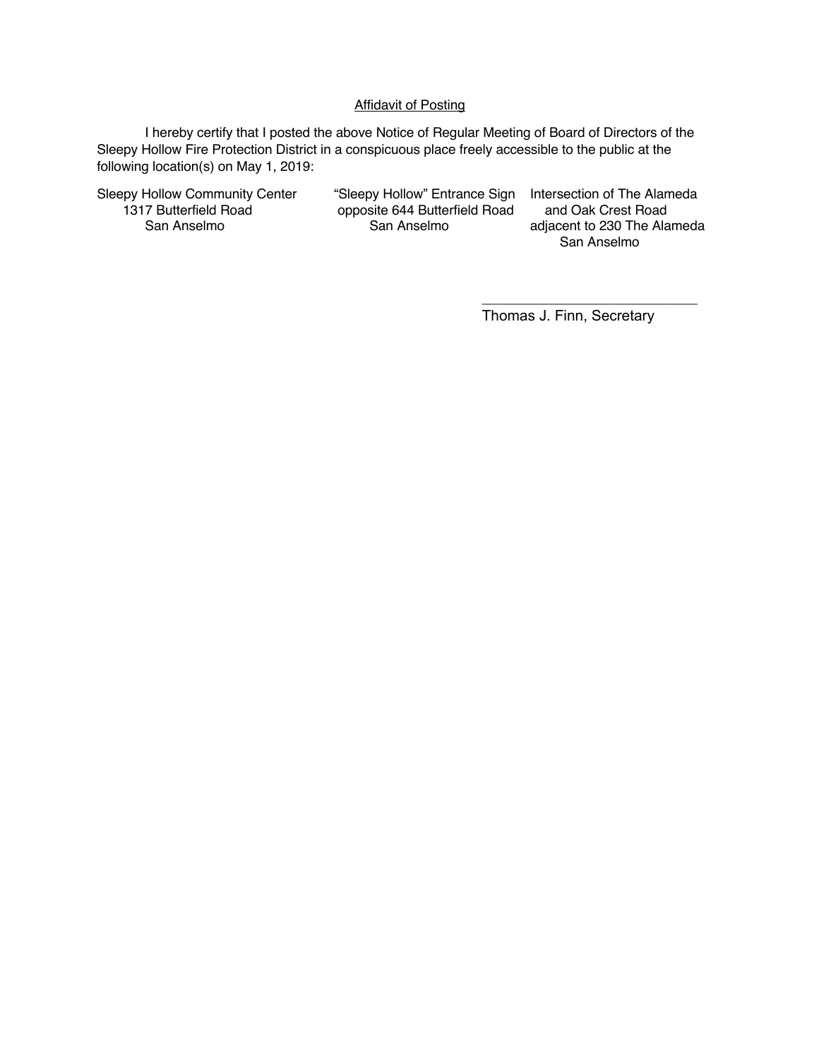<u>Affidavit of Posting</u>

I hereby certify that I posted the above Notice of Regular Meeting of Board of Directors of the Sleepy Hollow Fire Protection District in a conspicuous place freely accessible to the public at the following location(s) on May 1, 2019:

Sleepy Hollow Community Center
1317 Butterfield Road
San Anselmo

"Sleepy Hollow" Entrance Sign
opposite 644 Butterfield Road
San Anselmo

Intersection of The Alameda
and Oak Crest Road
adjacent to 230 The Alameda
San Anselmo

\_\_\_\_\_\_\_\_\_\_\_\_\_\_\_\_\_\_\_\_\_\_\_\_\_\_\_\_

Thomas J. Finn, Secretary